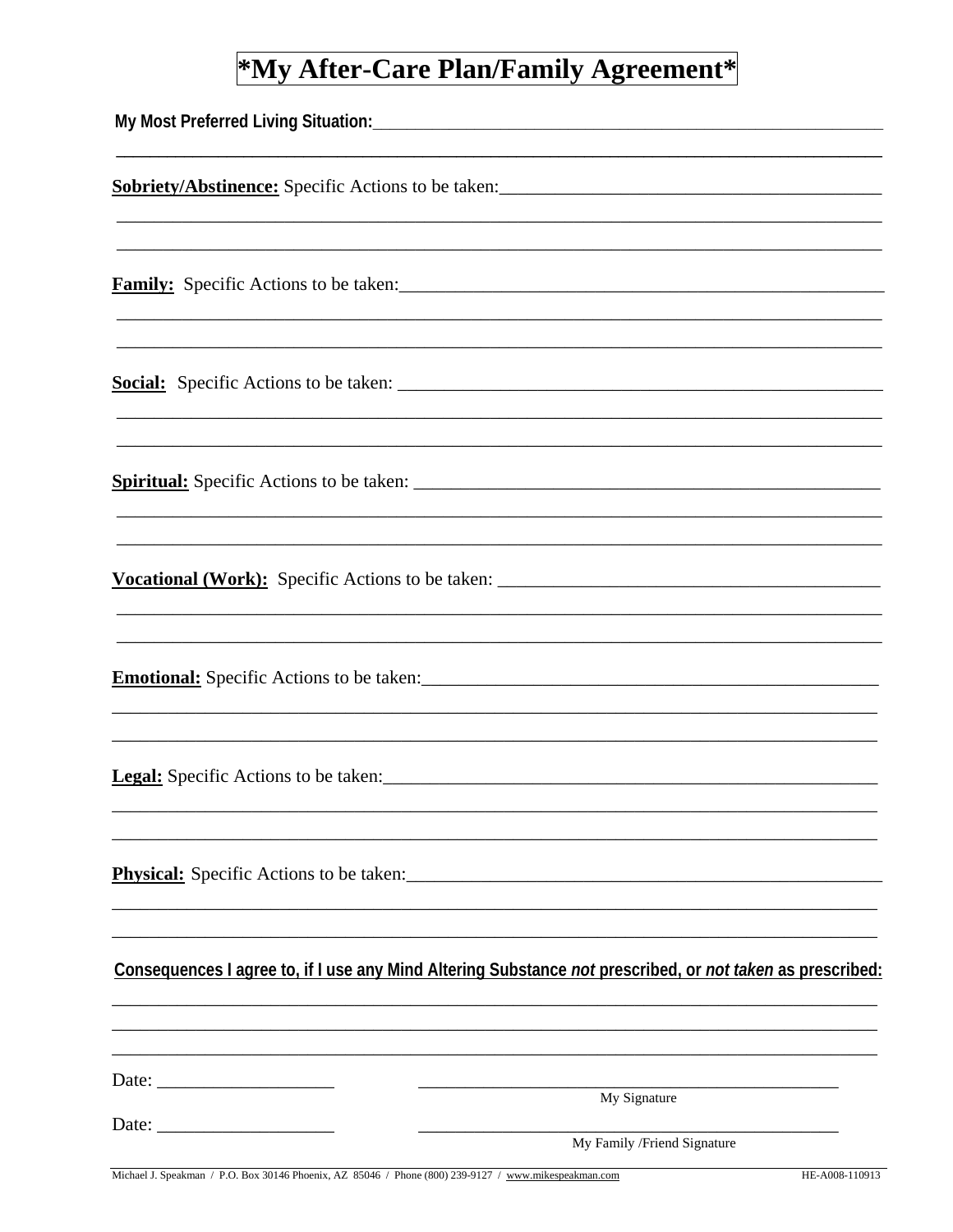# *My After-Care Plan/Family Agreement*

**My Most Preferred Living Situation:** ____________________________________________

________________________________________________________________________

**Sobriety/Abstinence:** Specific Actions to be taken: ______________________________

________________________________________________________________________

________________________________________________________________________

**Family:** Specific Actions to be taken: _______________________________________

________________________________________________________________________

________________________________________________________________________

**Social:** Specific Actions to be taken: _______________________________________

________________________________________________________________________

________________________________________________________________________

**Spiritual:** Specific Actions to be taken: _____________________________________

________________________________________________________________________

________________________________________________________________________

**Vocational (Work):** Specific Actions to be taken: ______________________________

________________________________________________________________________

________________________________________________________________________

**Emotional:** Specific Actions to be taken: _____________________________________

________________________________________________________________________

________________________________________________________________________

**Legal:** Specific Actions to be taken: _________________________________________

________________________________________________________________________

________________________________________________________________________

**Physical:** Specific Actions to be taken: _______________________________________

________________________________________________________________________

________________________________________________________________________

**Consequences I agree to, if I use any Mind Altering Substance *not* prescribed, or *not taken* as prescribed:**

________________________________________________________________________

________________________________________________________________________

________________________________________________________________________

Date: ___________________ ________________________________________

My Signature

Date: ___________________ ________________________________________

My Family /Friend Signature

Michael J. Speakman / P.O. Box 30146 Phoenix, AZ 85046 / Phone (800) 239-9127 / www.mikespeakman.com HE-A008-110913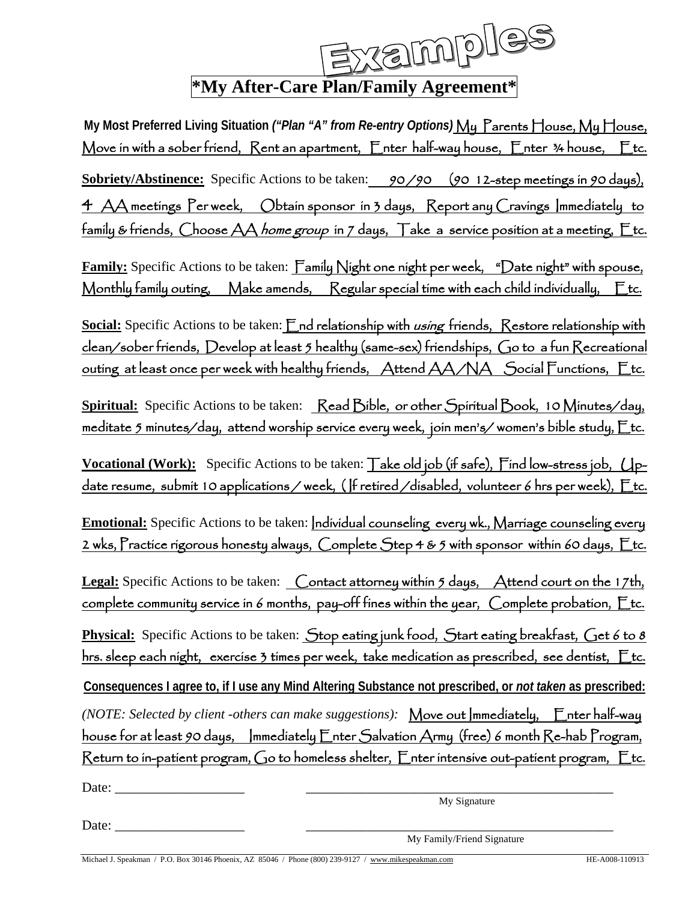# Examples

## *My After-Care Plan/Family Agreement*

**My Most Preferred Living Situation *("Plan "A" from Re-entry Options)*** My Parents House, My House, Move in with a sober friend, Rent an apartment, Enter half-way house, Enter ¾ house, Etc.

**Sobriety/Abstinence:** Specific Actions to be taken: 90/90 (90 12-step meetings in 90 days), 4 AA meetings Per week, Obtain sponsor in 3 days, Report any Cravings Immediately to family & friends, Choose AA *home group* in 7 days, Take a service position at a meeting, Etc.

**Family:** Specific Actions to be taken: Family Night one night per week, "Date night" with spouse, Monthly family outing, Make amends, Regular special time with each child individually, Etc.

**Social:** Specific Actions to be taken: End relationship with *using* friends, Restore relationship with clean/sober friends, Develop at least 5 healthy (same-sex) friendships, Go to a fun Recreational outing at least once per week with healthy friends, Attend AA/NA Social Functions, Etc.

**Spiritual:** Specific Actions to be taken: Read Bible, or other Spiritual Book, 10 Minutes/day, meditate 5 minutes/day, attend worship service every week, join men's/ women's bible study, Etc.

**Vocational (Work):** Specific Actions to be taken: Take old job (if safe), Find low-stress job, Up-date resume, submit 10 applications / week, (If retired /disabled, volunteer 6 hrs per week), Etc.

**Emotional:** Specific Actions to be taken: Individual counseling every wk., Marriage counseling every 2 wks, Practice rigorous honesty always, Complete Step 4 & 5 with sponsor within 60 days, Etc.

**Legal:** Specific Actions to be taken: Contact attorney within 5 days, Attend court on the 17th, complete community service in 6 months, pay-off fines within the year, Complete probation, Etc.

**Physical:** Specific Actions to be taken: Stop eating junk food, Start eating breakfast, Get 6 to 8 hrs. sleep each night, exercise 3 times per week, take medication as prescribed, see dentist, Etc.

**Consequences I agree to, if I use any Mind Altering Substance not prescribed, or *not taken* as prescribed:**

*(NOTE: Selected by client -others can make suggestions):* Move out Immediately, Enter half-way house for at least 90 days, Immediately Enter Salvation Army (free) 6 month Re-hab Program, Return to in-patient program, Go to homeless shelter, Enter intensive out-patient program, Etc.

Date: ____________________ ______________________________________________
My Signature

Date: ____________________ ______________________________________________
My Family/Friend Signature

Michael J. Speakman / P.O. Box 30146 Phoenix, AZ 85046 / Phone (800) 239-9127 / www.mikespeakman.com HE-A008-110913